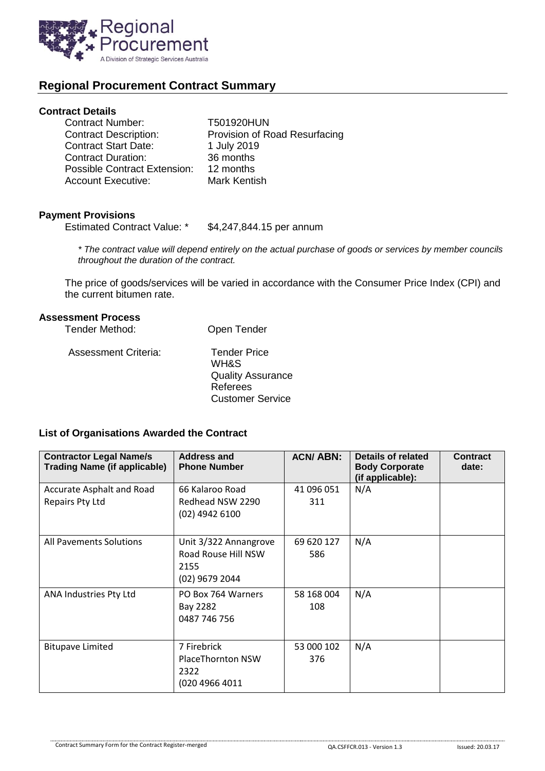## Regional Procurement Contract Summary

### Contract Details

| | |
|---|---|
| Contract Number: | T501920HUN |
| Contract Description: | Provision of Road Resurfacing |
| Contract Start Date: | 1 July 2019 |
| Contract Duration: | 36 months |
| Possible Contract Extension: | 12 months |
| Account Executive: | Mark Kentish |

### Payment Provisions

Estimated Contract Value: * $4,247,844.15 per annum

*\* The contract value will depend entirely on the actual purchase of goods or services by member councils throughout the duration of the contract.*

The price of goods/services will be varied in accordance with the Consumer Price Index (CPI) and the current bitumen rate.

### Assessment Process

Tender Method: Open Tender

Assessment Criteria:
- Tender Price
- WH&S
- Quality Assurance
- Referees
- Customer Service

### List of Organisations Awarded the Contract

| Contractor Legal Name/s Trading Name (if applicable) | Address and Phone Number | ACN/ ABN: | Details of related Body Corporate (if applicable): | Contract date: |
|---|---|---|---|---|
| Accurate Asphalt and Road Repairs Pty Ltd | 66 Kalaroo Road Redhead NSW 2290 (02) 4942 6100 | 41 096 051 311 | N/A | |
| All Pavements Solutions | Unit 3/322 Annangrove Road Rouse Hill NSW 2155 (02) 9679 2044 | 69 620 127 586 | N/A | |
| ANA Industries Pty Ltd | PO Box 764 Warners Bay 2282 0487 746 756 | 58 168 004 108 | N/A | |
| Bitupave Limited | 7 Firebrick PlaceThornton NSW 2322 (020 4966 4011 | 53 000 102 376 | N/A | |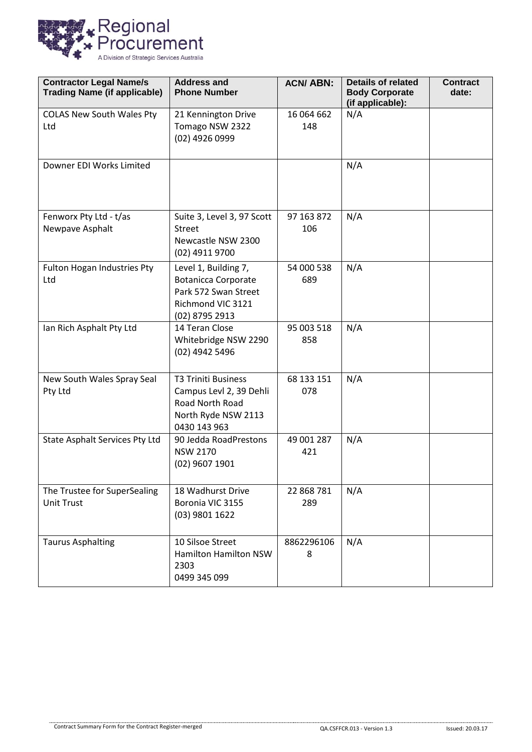| Contractor Legal Name/s Trading Name (if applicable) | Address and Phone Number | ACN/ ABN: | Details of related Body Corporate (if applicable): | Contract date: |
|---|---|---|---|---|
| COLAS New South Wales Pty Ltd | 21 Kennington Drive Tomago NSW 2322 (02) 4926 0999 | 16 064 662 148 | N/A | |
| Downer EDI Works Limited | | | N/A | |
| Fenworx Pty Ltd - t/as Newpave Asphalt | Suite 3, Level 3, 97 Scott Street Newcastle NSW 2300 (02) 4911 9700 | 97 163 872 106 | N/A | |
| Fulton Hogan Industries Pty Ltd | Level 1, Building 7, Botanicca Corporate Park 572 Swan Street Richmond VIC 3121 (02) 8795 2913 | 54 000 538 689 | N/A | |
| Ian Rich Asphalt Pty Ltd | 14 Teran Close Whitebridge NSW 2290 (02) 4942 5496 | 95 003 518 858 | N/A | |
| New South Wales Spray Seal Pty Ltd | T3 Triniti Business Campus Levl 2, 39 Dehli Road North Road North Ryde NSW 2113 0430 143 963 | 68 133 151 078 | N/A | |
| State Asphalt Services Pty Ltd | 90 Jedda RoadPrestons NSW 2170 (02) 9607 1901 | 49 001 287 421 | N/A | |
| The Trustee for SuperSealing Unit Trust | 18 Wadhurst Drive Boronia VIC 3155 (03) 9801 1622 | 22 868 781 289 | N/A | |
| Taurus Asphalting | 10 Silsoe Street Hamilton Hamilton NSW 2303 0499 345 099 | 88622961068 | N/A | |